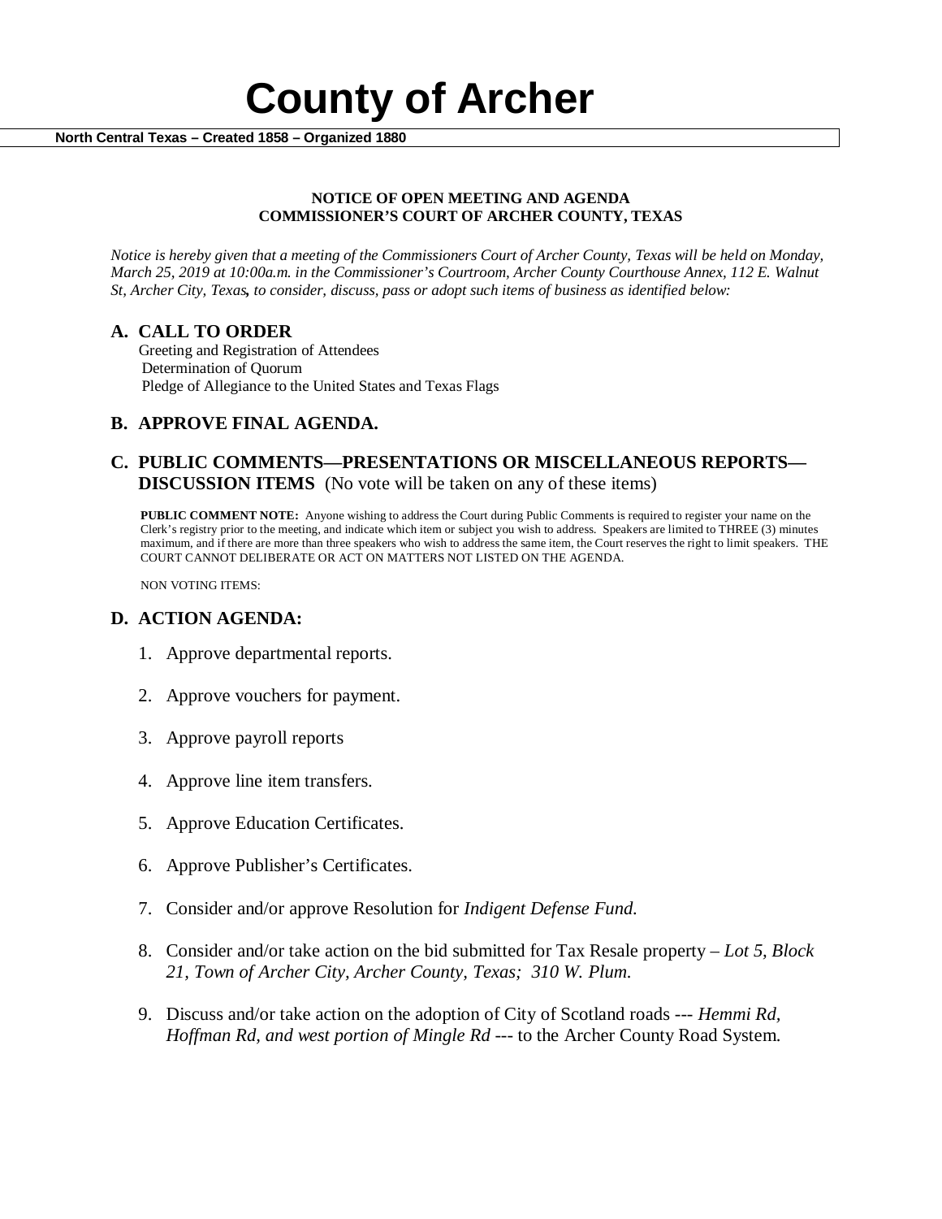# County of Archer

**North Central Texas – Created 1858 – Organized 1880**

**NOTICE OF OPEN MEETING AND AGENDA**
**COMMISSIONER'S COURT OF ARCHER COUNTY, TEXAS**

*Notice is hereby given that a meeting of the Commissioners Court of Archer County, Texas will be held on Monday, March 25, 2019 at 10:00a.m. in the Commissioner's Courtroom, Archer County Courthouse Annex, 112 E. Walnut St, Archer City, Texas, to consider, discuss, pass or adopt such items of business as identified below:*

## A. CALL TO ORDER

Greeting and Registration of Attendees
Determination of Quorum
Pledge of Allegiance to the United States and Texas Flags

## B. APPROVE FINAL AGENDA.

## C. PUBLIC COMMENTS—PRESENTATIONS OR MISCELLANEOUS REPORTS—DISCUSSION ITEMS (No vote will be taken on any of these items)

**PUBLIC COMMENT NOTE:** Anyone wishing to address the Court during Public Comments is required to register your name on the Clerk's registry prior to the meeting, and indicate which item or subject you wish to address. Speakers are limited to THREE (3) minutes maximum, and if there are more than three speakers who wish to address the same item, the Court reserves the right to limit speakers. THE COURT CANNOT DELIBERATE OR ACT ON MATTERS NOT LISTED ON THE AGENDA.

NON VOTING ITEMS:

## D. ACTION AGENDA:

1. Approve departmental reports.
2. Approve vouchers for payment.
3. Approve payroll reports
4. Approve line item transfers.
5. Approve Education Certificates.
6. Approve Publisher's Certificates.
7. Consider and/or approve Resolution for *Indigent Defense Fund.*
8. Consider and/or take action on the bid submitted for Tax Resale property – *Lot 5, Block 21, Town of Archer City, Archer County, Texas; 310 W. Plum.*
9. Discuss and/or take action on the adoption of City of Scotland roads --- *Hemmi Rd, Hoffman Rd, and west portion of Mingle Rd* --- to the Archer County Road System.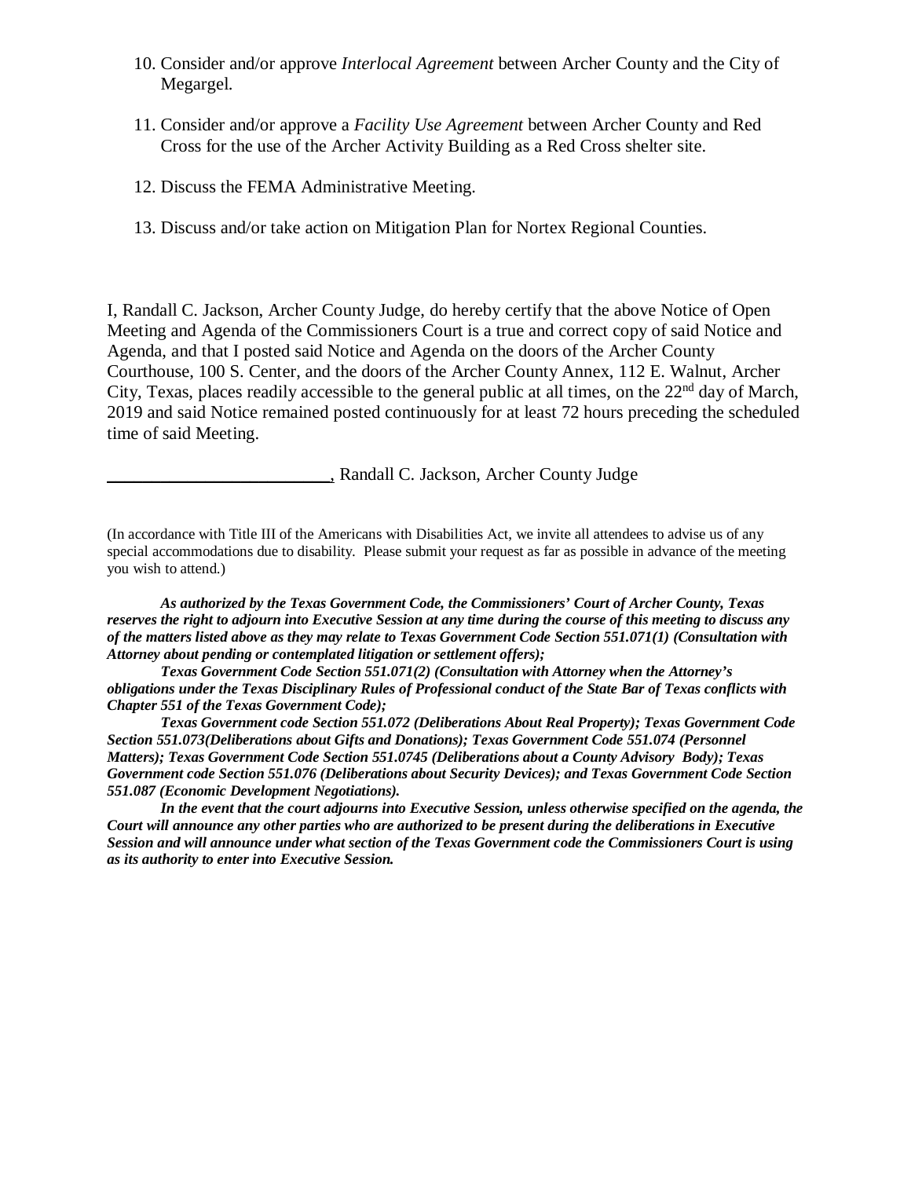10. Consider and/or approve *Interlocal Agreement* between Archer County and the City of Megargel.

11. Consider and/or approve a *Facility Use Agreement* between Archer County and Red Cross for the use of the Archer Activity Building as a Red Cross shelter site.

12. Discuss the FEMA Administrative Meeting.

13. Discuss and/or take action on Mitigation Plan for Nortex Regional Counties.

I, Randall C. Jackson, Archer County Judge, do hereby certify that the above Notice of Open Meeting and Agenda of the Commissioners Court is a true and correct copy of said Notice and Agenda, and that I posted said Notice and Agenda on the doors of the Archer County Courthouse, 100 S. Center, and the doors of the Archer County Annex, 112 E. Walnut, Archer City, Texas, places readily accessible to the general public at all times, on the 22nd day of March, 2019 and said Notice remained posted continuously for at least 72 hours preceding the scheduled time of said Meeting.

\_\_\_\_\_\_\_\_\_\_\_\_\_\_\_\_\_\_\_\_\_\_\_\_\_, Randall C. Jackson, Archer County Judge

(In accordance with Title III of the Americans with Disabilities Act, we invite all attendees to advise us of any special accommodations due to disability. Please submit your request as far as possible in advance of the meeting you wish to attend.)

***As authorized by the Texas Government Code, the Commissioners' Court of Archer County, Texas reserves the right to adjourn into Executive Session at any time during the course of this meeting to discuss any of the matters listed above as they may relate to Texas Government Code Section 551.071(1) (Consultation with Attorney about pending or contemplated litigation or settlement offers);***

***Texas Government Code Section 551.071(2) (Consultation with Attorney when the Attorney's obligations under the Texas Disciplinary Rules of Professional conduct of the State Bar of Texas conflicts with Chapter 551 of the Texas Government Code);***

***Texas Government code Section 551.072 (Deliberations About Real Property); Texas Government Code Section 551.073(Deliberations about Gifts and Donations); Texas Government Code 551.074 (Personnel Matters); Texas Government Code Section 551.0745 (Deliberations about a County Advisory Body); Texas Government code Section 551.076 (Deliberations about Security Devices); and Texas Government Code Section 551.087 (Economic Development Negotiations).***

***In the event that the court adjourns into Executive Session, unless otherwise specified on the agenda, the Court will announce any other parties who are authorized to be present during the deliberations in Executive Session and will announce under what section of the Texas Government code the Commissioners Court is using as its authority to enter into Executive Session.***